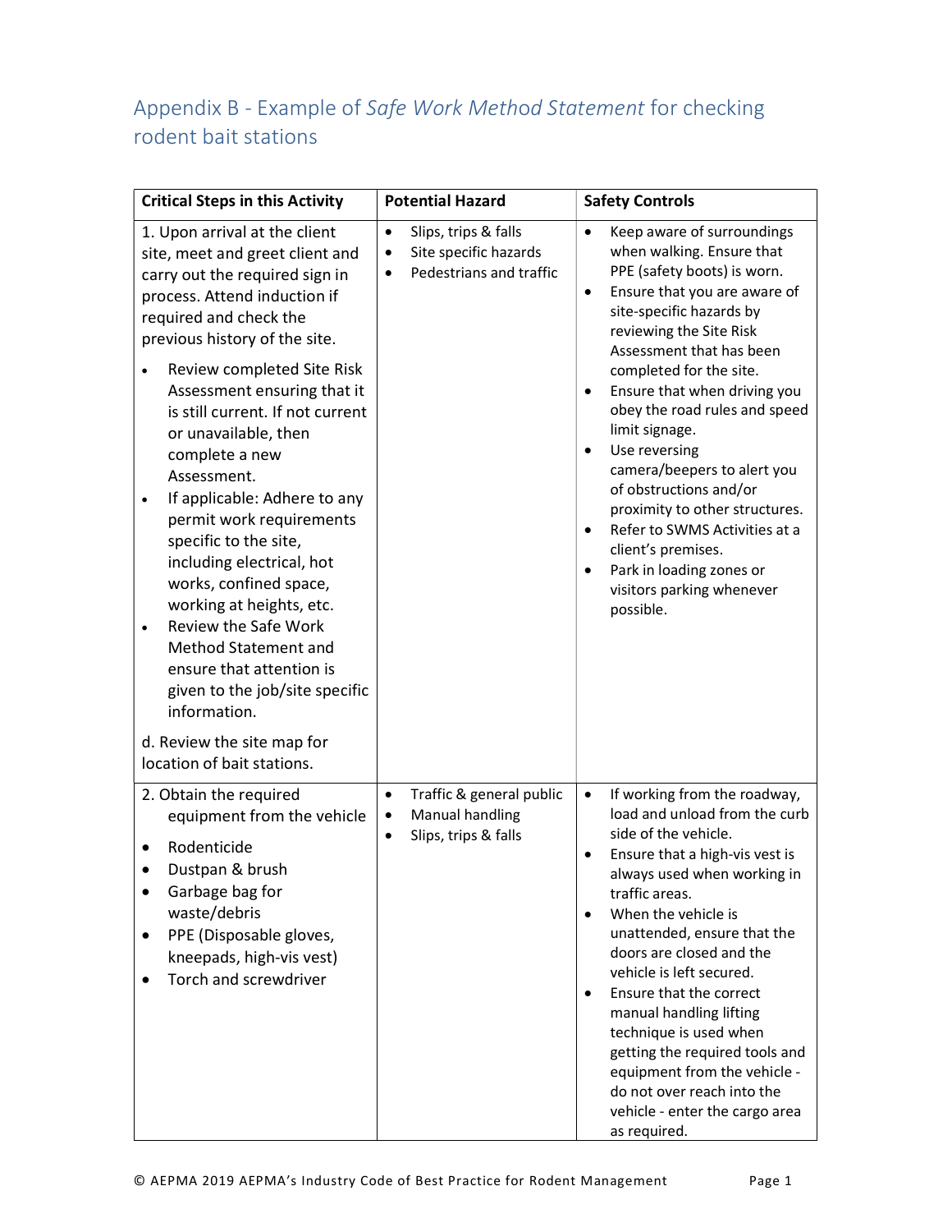## Appendix B - Example of *Safe Work Method Statement* for checking rodent bait stations

| Critical Steps in this Activity | Potential Hazard | Safety Controls |
|---|---|---|
| 1. Upon arrival at the client site, meet and greet client and carry out the required sign in process. Attend induction if required and check the previous history of the site.<br>• Review completed Site Risk Assessment ensuring that it is still current. If not current or unavailable, then complete a new Assessment.<br>• If applicable: Adhere to any permit work requirements specific to the site, including electrical, hot works, confined space, working at heights, etc.<br>• Review the Safe Work Method Statement and ensure that attention is given to the job/site specific information.<br>d. Review the site map for location of bait stations. | • Slips, trips & falls<br>• Site specific hazards<br>• Pedestrians and traffic | • Keep aware of surroundings when walking. Ensure that PPE (safety boots) is worn.<br>• Ensure that you are aware of site-specific hazards by reviewing the Site Risk Assessment that has been completed for the site.<br>• Ensure that when driving you obey the road rules and speed limit signage.<br>• Use reversing camera/beepers to alert you of obstructions and/or proximity to other structures.<br>• Refer to SWMS Activities at a client's premises.<br>• Park in loading zones or visitors parking whenever possible. |
| 2. Obtain the required equipment from the vehicle<br>• Rodenticide<br>• Dustpan & brush<br>• Garbage bag for waste/debris<br>• PPE (Disposable gloves, kneepads, high-vis vest)<br>• Torch and screwdriver | • Traffic & general public<br>• Manual handling<br>• Slips, trips & falls | • If working from the roadway, load and unload from the curb side of the vehicle.<br>• Ensure that a high-vis vest is always used when working in traffic areas.<br>• When the vehicle is unattended, ensure that the doors are closed and the vehicle is left secured.<br>• Ensure that the correct manual handling lifting technique is used when getting the required tools and equipment from the vehicle - do not over reach into the vehicle - enter the cargo area as required. |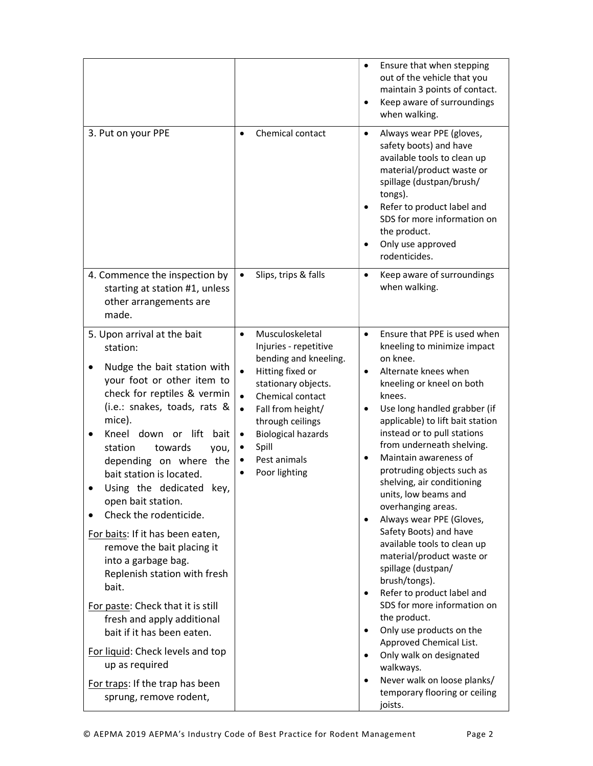| | | |
|---|---|---|
| | | • Ensure that when stepping out of the vehicle that you maintain 3 points of contact.<br>• Keep aware of surroundings when walking. |
| 3. Put on your PPE | • Chemical contact | • Always wear PPE (gloves, safety boots) and have available tools to clean up material/product waste or spillage (dustpan/brush/tongs).<br>• Refer to product label and SDS for more information on the product.<br>• Only use approved rodenticides. |
| 4. Commence the inspection by starting at station #1, unless other arrangements are made. | • Slips, trips & falls | • Keep aware of surroundings when walking. |
| 5. Upon arrival at the bait station:<br>• Nudge the bait station with your foot or other item to check for reptiles & vermin (i.e.: snakes, toads, rats & mice).<br>• Kneel down or lift bait station towards you, depending on where the bait station is located.<br>• Using the dedicated key, open bait station.<br>• Check the rodenticide.<br><u>For baits</u>: If it has been eaten, remove the bait placing it into a garbage bag. Replenish station with fresh bait.<br><u>For paste</u>: Check that it is still fresh and apply additional bait if it has been eaten.<br><u>For liquid</u>: Check levels and top up as required<br><u>For traps</u>: If the trap has been sprung, remove rodent, | • Musculoskeletal Injuries - repetitive bending and kneeling.<br>• Hitting fixed or stationary objects.<br>• Chemical contact<br>• Fall from height/ through ceilings<br>• Biological hazards<br>• Spill<br>• Pest animals<br>• Poor lighting | • Ensure that PPE is used when kneeling to minimize impact on knee.<br>• Alternate knees when kneeling or kneel on both knees.<br>• Use long handled grabber (if applicable) to lift bait station instead or to pull stations from underneath shelving.<br>• Maintain awareness of protruding objects such as shelving, air conditioning units, low beams and overhanging areas.<br>• Always wear PPE (Gloves, Safety Boots) and have available tools to clean up material/product waste or spillage (dustpan/brush/tongs).<br>• Refer to product label and SDS for more information on the product.<br>• Only use products on the Approved Chemical List.<br>• Only walk on designated walkways.<br>• Never walk on loose planks/ temporary flooring or ceiling joists. |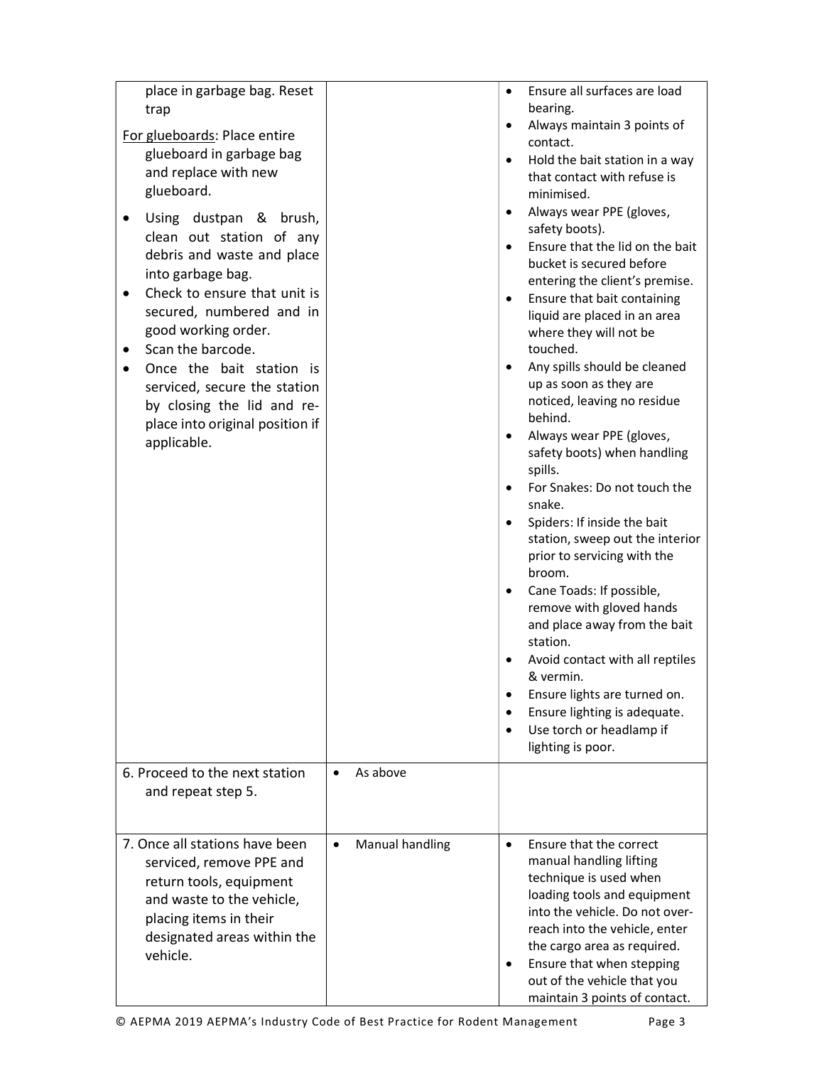| | | |
|---|---|---|
| place in garbage bag. Reset trap<br><br>For glueboards: Place entire glueboard in garbage bag and replace with new glueboard.<br><br>• Using dustpan & brush, clean out station of any debris and waste and place into garbage bag.<br>• Check to ensure that unit is secured, numbered and in good working order.<br>• Scan the barcode.<br>• Once the bait station is serviced, secure the station by closing the lid and re-place into original position if applicable. | | • Ensure all surfaces are load bearing.<br>• Always maintain 3 points of contact.<br>• Hold the bait station in a way that contact with refuse is minimised.<br>• Always wear PPE (gloves, safety boots).<br>• Ensure that the lid on the bait bucket is secured before entering the client's premise.<br>• Ensure that bait containing liquid are placed in an area where they will not be touched.<br>• Any spills should be cleaned up as soon as they are noticed, leaving no residue behind.<br>• Always wear PPE (gloves, safety boots) when handling spills.<br>• For Snakes: Do not touch the snake.<br>• Spiders: If inside the bait station, sweep out the interior prior to servicing with the broom.<br>• Cane Toads: If possible, remove with gloved hands and place away from the bait station.<br>• Avoid contact with all reptiles & vermin.<br>• Ensure lights are turned on.<br>• Ensure lighting is adequate.<br>• Use torch or headlamp if lighting is poor. |
| 6. Proceed to the next station and repeat step 5. | • As above | |
| 7. Once all stations have been serviced, remove PPE and return tools, equipment and waste to the vehicle, placing items in their designated areas within the vehicle. | • Manual handling | • Ensure that the correct manual handling lifting technique is used when loading tools and equipment into the vehicle. Do not over-reach into the vehicle, enter the cargo area as required.<br>• Ensure that when stepping out of the vehicle that you maintain 3 points of contact. |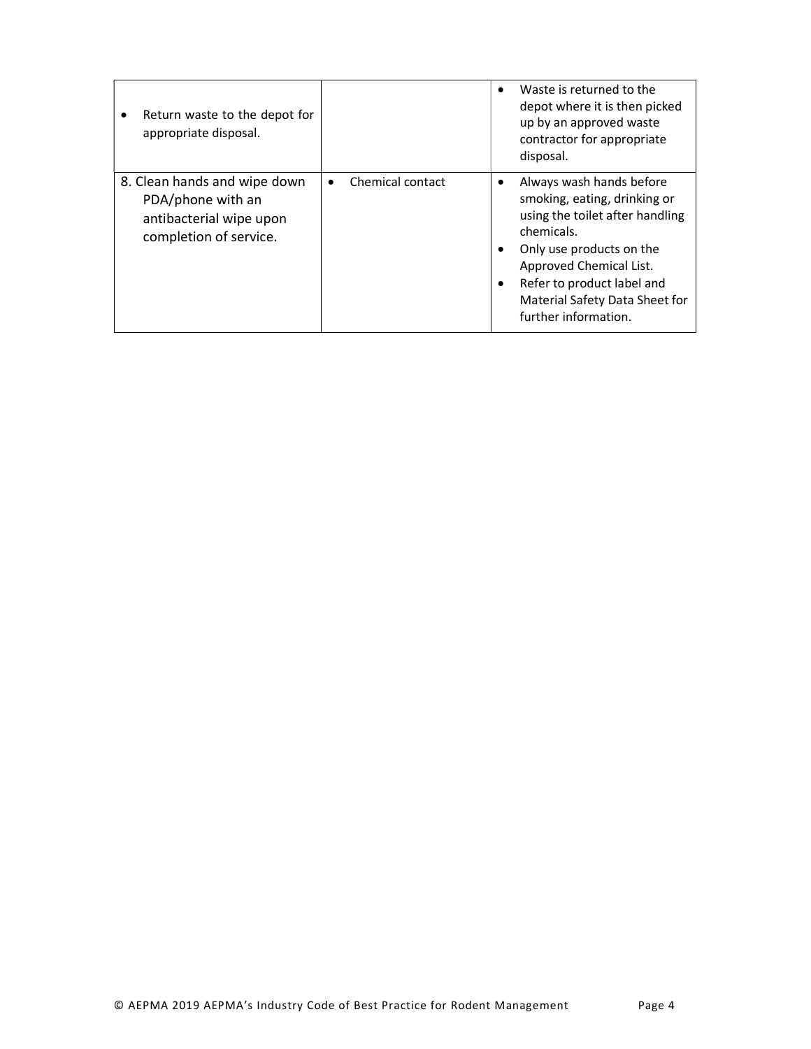| | | |
|---|---|---|
| • Return waste to the depot for appropriate disposal. | | • Waste is returned to the depot where it is then picked up by an approved waste contractor for appropriate disposal. |
| 8. Clean hands and wipe down PDA/phone with an antibacterial wipe upon completion of service. | • Chemical contact | • Always wash hands before smoking, eating, drinking or using the toilet after handling chemicals.<br>• Only use products on the Approved Chemical List.<br>• Refer to product label and Material Safety Data Sheet for further information. |